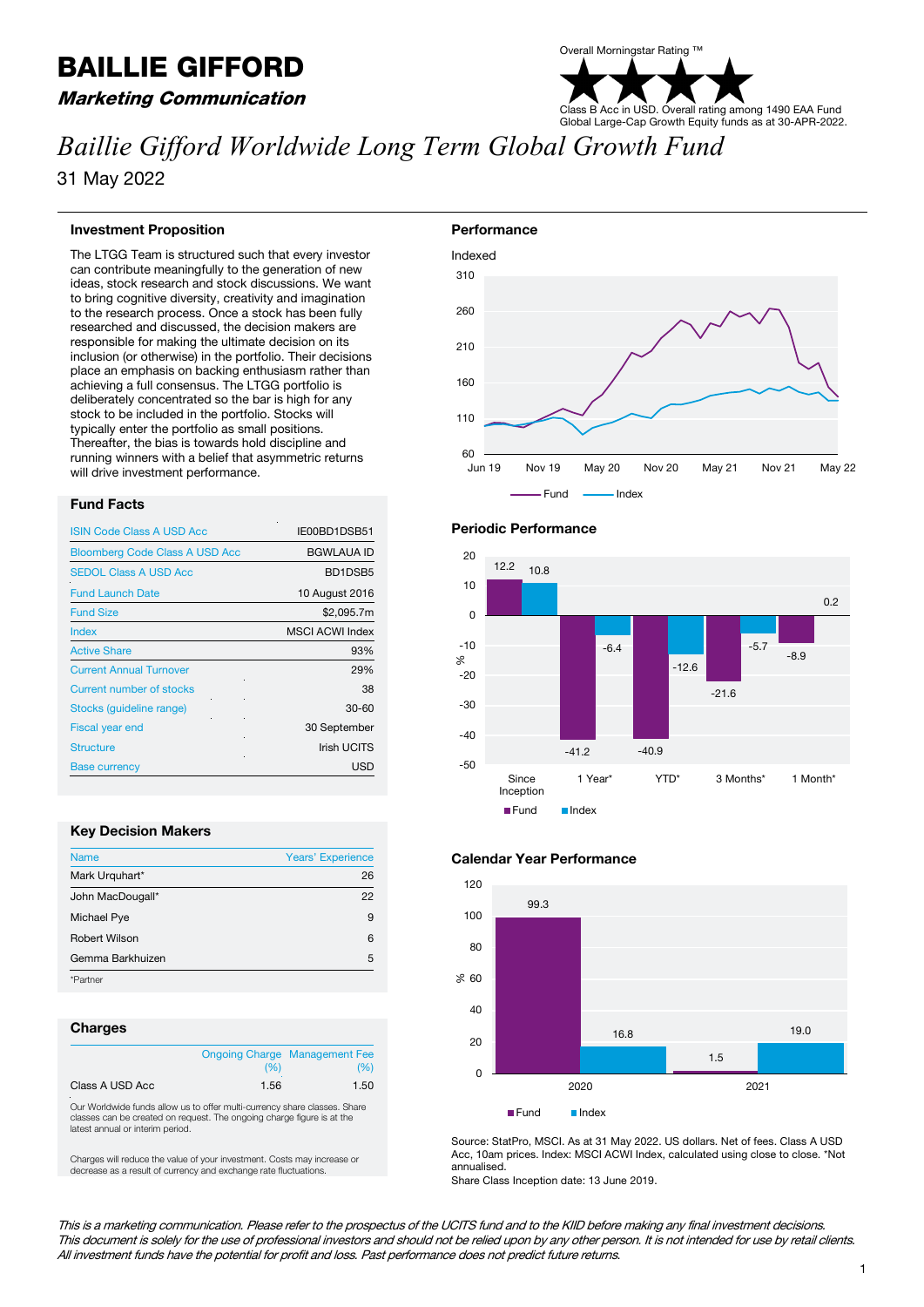# BAILLIE GIFFORD

***Marketing Communication***

Overall Morningstar Rating ™

★★★★

Class B Acc in USD. Overall rating among 1490 EAA Fund Global Large-Cap Growth Equity funds as at 30-APR-2022.

# *Baillie Gifford Worldwide Long Term Global Growth Fund*

31 May 2022

## Investment Proposition

The LTGG Team is structured such that every investor can contribute meaningfully to the generation of new ideas, stock research and stock discussions. We want to bring cognitive diversity, creativity and imagination to the research process. Once a stock has been fully researched and discussed, the decision makers are responsible for making the ultimate decision on its inclusion (or otherwise) in the portfolio. Their decisions place an emphasis on backing enthusiasm rather than achieving a full consensus. The LTGG portfolio is deliberately concentrated so the bar is high for any stock to be included in the portfolio. Stocks will typically enter the portfolio as small positions. Thereafter, the bias is towards hold discipline and running winners with a belief that asymmetric returns will drive investment performance.

## Fund Facts

| | |
|---|---|
| ISIN Code Class A USD Acc | IE00BD1DSB51 |
| Bloomberg Code Class A USD Acc | BGWLAUA ID |
| SEDOL Class A USD Acc | BD1DSB5 |
| Fund Launch Date | 10 August 2016 |
| Fund Size | $2,095.7m |
| Index | MSCI ACWI Index |
| Active Share | 93% |
| Current Annual Turnover | 29% |
| Current number of stocks | 38 |
| Stocks (guideline range) | 30-60 |
| Fiscal year end | 30 September |
| Structure | Irish UCITS |
| Base currency | USD |

## Key Decision Makers

| Name | Years' Experience |
|---|---|
| Mark Urquhart* | 26 |
| John MacDougall* | 22 |
| Michael Pye | 9 |
| Robert Wilson | 6 |
| Gemma Barkhuizen | 5 |

*Partner

## Charges

| | Ongoing Charge (%) | Management Fee (%) |
|---|---|---|
| Class A USD Acc | 1.56 | 1.50 |

Our Worldwide funds allow us to offer multi-currency share classes. Share classes can be created on request. The ongoing charge figure is at the latest annual or interim period.

Charges will reduce the value of your investment. Costs may increase or decrease as a result of currency and exchange rate fluctuations.

## Performance

Indexed

(Line chart: Fund and Index, Jun 19 to May 22, scale 60–310)

## Periodic Performance

| % | Since Inception | 1 Year* | YTD* | 3 Months* | 1 Month* |
|---|---|---|---|---|---|
| Fund | 12.2 | -41.2 | -40.9 | -21.6 | -8.9 |
| Index | 10.8 | -6.4 | -12.6 | -5.7 | 0.2 |

## Calendar Year Performance

| % | 2020 | 2021 |
|---|---|---|
| Fund | 99.3 | 1.5 |
| Index | 16.8 | 19.0 |

Source: StatPro, MSCI. As at 31 May 2022. US dollars. Net of fees. Class A USD Acc, 10am prices. Index: MSCI ACWI Index, calculated using close to close. *Not annualised.

Share Class Inception date: 13 June 2019.

*This is a marketing communication. Please refer to the prospectus of the UCITS fund and to the KIID before making any final investment decisions. This document is solely for the use of professional investors and should not be relied upon by any other person. It is not intended for use by retail clients. All investment funds have the potential for profit and loss. Past performance does not predict future returns.*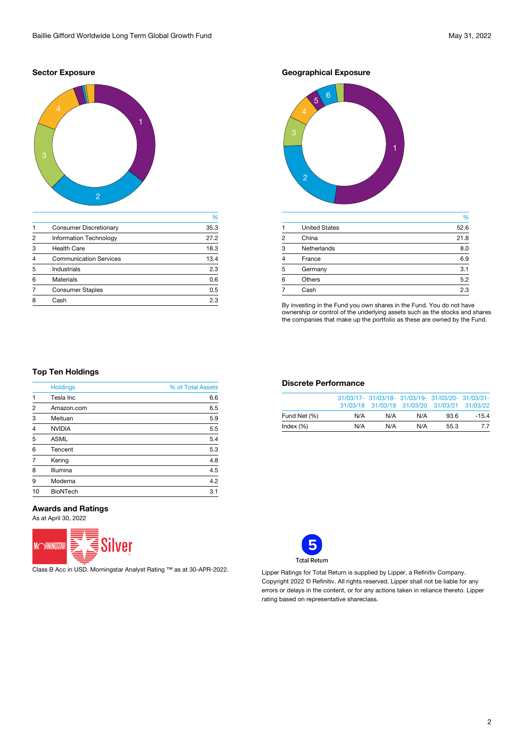## Sector Exposure

| | | % |
|---|---|---|
| 1 | Consumer Discretionary | 35.3 |
| 2 | Information Technology | 27.2 |
| 3 | Health Care | 18.3 |
| 4 | Communication Services | 13.4 |
| 5 | Industrials | 2.3 |
| 6 | Materials | 0.6 |
| 7 | Consumer Staples | 0.5 |
| 8 | Cash | 2.3 |

## Geographical Exposure

| | | % |
|---|---|---|
| 1 | United States | 52.6 |
| 2 | China | 21.8 |
| 3 | Netherlands | 8.0 |
| 4 | France | 6.9 |
| 5 | Germany | 3.1 |
| 6 | Others | 5.2 |
| 7 | Cash | 2.3 |

By investing in the Fund you own shares in the Fund. You do not have ownership or control of the underlying assets such as the stocks and shares the companies that make up the portfolio as these are owned by the Fund.

## Top Ten Holdings

| | Holdings | % of Total Assets |
|---|---|---|
| 1 | Tesla Inc | 6.6 |
| 2 | Amazon.com | 6.5 |
| 3 | Meituan | 5.9 |
| 4 | NVIDIA | 5.5 |
| 5 | ASML | 5.4 |
| 6 | Tencent | 5.3 |
| 7 | Kering | 4.8 |
| 8 | Illumina | 4.5 |
| 9 | Moderna | 4.2 |
| 10 | BioNTech | 3.1 |

## Discrete Performance

| | 31/03/17-31/03/18 | 31/03/18-31/03/19 | 31/03/19-31/03/20 | 31/03/20-31/03/21 | 31/03/21-31/03/22 |
|---|---|---|---|---|---|
| Fund Net (%) | N/A | N/A | N/A | 93.6 | -15.4 |
| Index (%) | N/A | N/A | N/A | 55.3 | 7.7 |

## Awards and Ratings

As at April 30, 2022

MORNINGSTAR Silver

Class B Acc in USD. Morningstar Analyst Rating ™ as at 30-APR-2022.

5 Total Return

Lipper Ratings for Total Return is supplied by Lipper, a Refinitiv Company. Copyright 2022 © Refinitiv. All rights reserved. Lipper shall not be liable for any errors or delays in the content, or for any actions taken in reliance thereto. Lipper rating based on representative shareclass.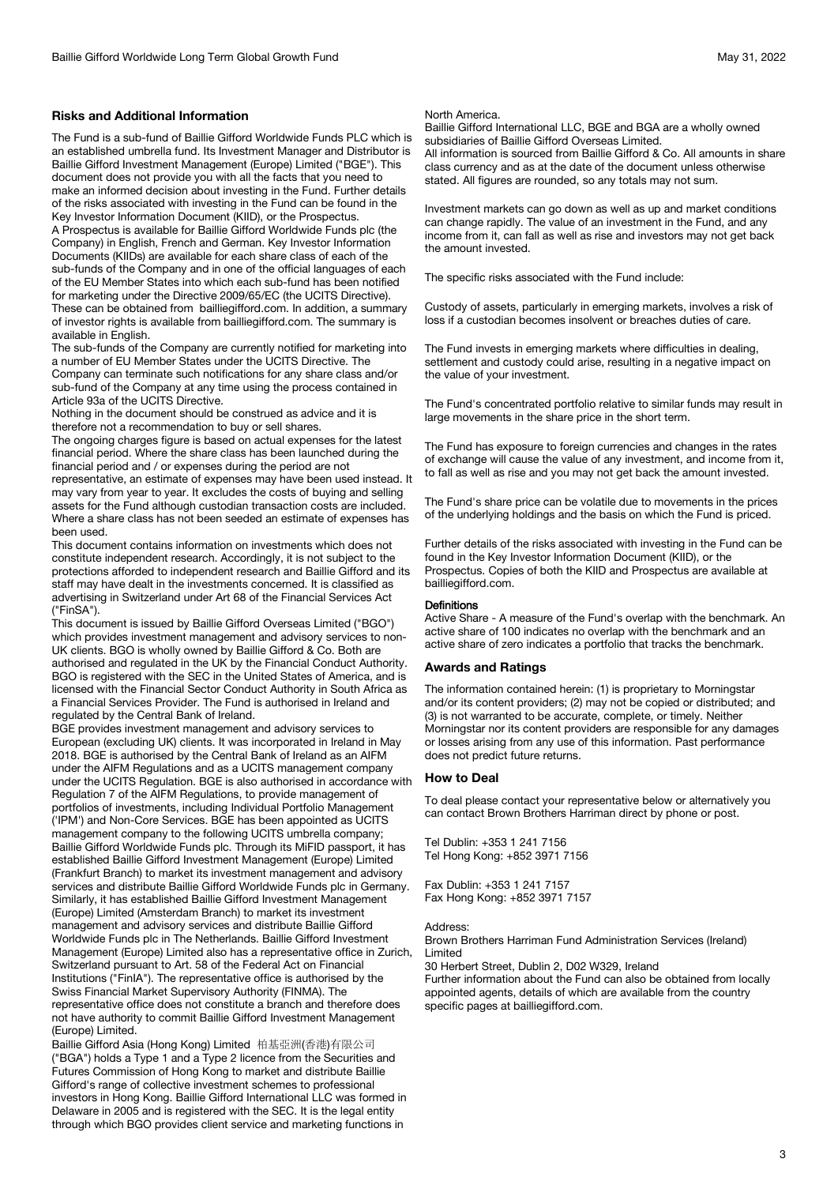## Risks and Additional Information

The Fund is a sub-fund of Baillie Gifford Worldwide Funds PLC which is an established umbrella fund. Its Investment Manager and Distributor is Baillie Gifford Investment Management (Europe) Limited ("BGE"). This document does not provide you with all the facts that you need to make an informed decision about investing in the Fund. Further details of the risks associated with investing in the Fund can be found in the Key Investor Information Document (KIID), or the Prospectus.

A Prospectus is available for Baillie Gifford Worldwide Funds plc (the Company) in English, French and German. Key Investor Information Documents (KIIDs) are available for each share class of each of the sub-funds of the Company and in one of the official languages of each of the EU Member States into which each sub-fund has been notified for marketing under the Directive 2009/65/EC (the UCITS Directive). These can be obtained from bailliegifford.com. In addition, a summary of investor rights is available from bailliegifford.com. The summary is available in English.

The sub-funds of the Company are currently notified for marketing into a number of EU Member States under the UCITS Directive. The Company can terminate such notifications for any share class and/or sub-fund of the Company at any time using the process contained in Article 93a of the UCITS Directive.

Nothing in the document should be construed as advice and it is therefore not a recommendation to buy or sell shares.

The ongoing charges figure is based on actual expenses for the latest financial period. Where the share class has been launched during the financial period and / or expenses during the period are not representative, an estimate of expenses may have been used instead. It may vary from year to year. It excludes the costs of buying and selling assets for the Fund although custodian transaction costs are included. Where a share class has not been seeded an estimate of expenses has been used.

This document contains information on investments which does not constitute independent research. Accordingly, it is not subject to the protections afforded to independent research and Baillie Gifford and its staff may have dealt in the investments concerned. It is classified as advertising in Switzerland under Art 68 of the Financial Services Act ("FinSA").

This document is issued by Baillie Gifford Overseas Limited ("BGO") which provides investment management and advisory services to non-UK clients. BGO is wholly owned by Baillie Gifford & Co. Both are authorised and regulated in the UK by the Financial Conduct Authority. BGO is registered with the SEC in the United States of America, and is licensed with the Financial Sector Conduct Authority in South Africa as a Financial Services Provider. The Fund is authorised in Ireland and regulated by the Central Bank of Ireland.

BGE provides investment management and advisory services to European (excluding UK) clients. It was incorporated in Ireland in May 2018. BGE is authorised by the Central Bank of Ireland as an AIFM under the AIFM Regulations and as a UCITS management company under the UCITS Regulation. BGE is also authorised in accordance with Regulation 7 of the AIFM Regulations, to provide management of portfolios of investments, including Individual Portfolio Management ('IPM') and Non-Core Services. BGE has been appointed as UCITS management company to the following UCITS umbrella company; Baillie Gifford Worldwide Funds plc. Through its MiFID passport, it has established Baillie Gifford Investment Management (Europe) Limited (Frankfurt Branch) to market its investment management and advisory services and distribute Baillie Gifford Worldwide Funds plc in Germany. Similarly, it has established Baillie Gifford Investment Management (Europe) Limited (Amsterdam Branch) to market its investment management and advisory services and distribute Baillie Gifford Worldwide Funds plc in The Netherlands. Baillie Gifford Investment Management (Europe) Limited also has a representative office in Zurich, Switzerland pursuant to Art. 58 of the Federal Act on Financial Institutions ("FinIA"). The representative office is authorised by the Swiss Financial Market Supervisory Authority (FINMA). The representative office does not constitute a branch and therefore does not have authority to commit Baillie Gifford Investment Management (Europe) Limited.

Baillie Gifford Asia (Hong Kong) Limited 柏基亞洲(香港)有限公司 ("BGA") holds a Type 1 and a Type 2 licence from the Securities and Futures Commission of Hong Kong to market and distribute Baillie Gifford's range of collective investment schemes to professional investors in Hong Kong. Baillie Gifford International LLC was formed in Delaware in 2005 and is registered with the SEC. It is the legal entity through which BGO provides client service and marketing functions in North America.

Baillie Gifford International LLC, BGE and BGA are a wholly owned subsidiaries of Baillie Gifford Overseas Limited.

All information is sourced from Baillie Gifford & Co. All amounts in share class currency and as at the date of the document unless otherwise stated. All figures are rounded, so any totals may not sum.

Investment markets can go down as well as up and market conditions can change rapidly. The value of an investment in the Fund, and any income from it, can fall as well as rise and investors may not get back the amount invested.

The specific risks associated with the Fund include:

Custody of assets, particularly in emerging markets, involves a risk of loss if a custodian becomes insolvent or breaches duties of care.

The Fund invests in emerging markets where difficulties in dealing, settlement and custody could arise, resulting in a negative impact on the value of your investment.

The Fund's concentrated portfolio relative to similar funds may result in large movements in the share price in the short term.

The Fund has exposure to foreign currencies and changes in the rates of exchange will cause the value of any investment, and income from it, to fall as well as rise and you may not get back the amount invested.

The Fund's share price can be volatile due to movements in the prices of the underlying holdings and the basis on which the Fund is priced.

Further details of the risks associated with investing in the Fund can be found in the Key Investor Information Document (KIID), or the Prospectus. Copies of both the KIID and Prospectus are available at bailliegifford.com.

**Definitions**

Active Share - A measure of the Fund's overlap with the benchmark. An active share of 100 indicates no overlap with the benchmark and an active share of zero indicates a portfolio that tracks the benchmark.

## Awards and Ratings

The information contained herein: (1) is proprietary to Morningstar and/or its content providers; (2) may not be copied or distributed; and (3) is not warranted to be accurate, complete, or timely. Neither Morningstar nor its content providers are responsible for any damages or losses arising from any use of this information. Past performance does not predict future returns.

## How to Deal

To deal please contact your representative below or alternatively you can contact Brown Brothers Harriman direct by phone or post.

Tel Dublin: +353 1 241 7156
Tel Hong Kong: +852 3971 7156

Fax Dublin: +353 1 241 7157
Fax Hong Kong: +852 3971 7157

Address:
Brown Brothers Harriman Fund Administration Services (Ireland) Limited
30 Herbert Street, Dublin 2, D02 W329, Ireland

Further information about the Fund can also be obtained from locally appointed agents, details of which are available from the country specific pages at bailliegifford.com.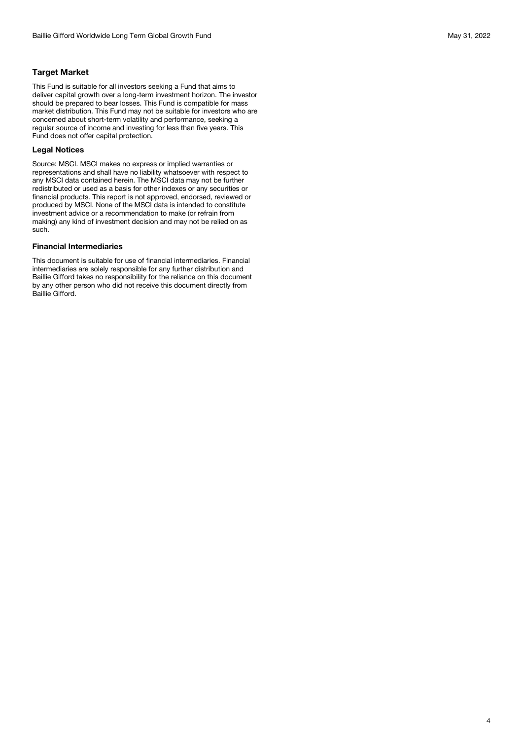### Target Market

This Fund is suitable for all investors seeking a Fund that aims to deliver capital growth over a long-term investment horizon. The investor should be prepared to bear losses. This Fund is compatible for mass market distribution. This Fund may not be suitable for investors who are concerned about short-term volatility and performance, seeking a regular source of income and investing for less than five years. This Fund does not offer capital protection.

### Legal Notices

Source: MSCI. MSCI makes no express or implied warranties or representations and shall have no liability whatsoever with respect to any MSCI data contained herein. The MSCI data may not be further redistributed or used as a basis for other indexes or any securities or financial products. This report is not approved, endorsed, reviewed or produced by MSCI. None of the MSCI data is intended to constitute investment advice or a recommendation to make (or refrain from making) any kind of investment decision and may not be relied on as such.

### Financial Intermediaries

This document is suitable for use of financial intermediaries. Financial intermediaries are solely responsible for any further distribution and Baillie Gifford takes no responsibility for the reliance on this document by any other person who did not receive this document directly from Baillie Gifford.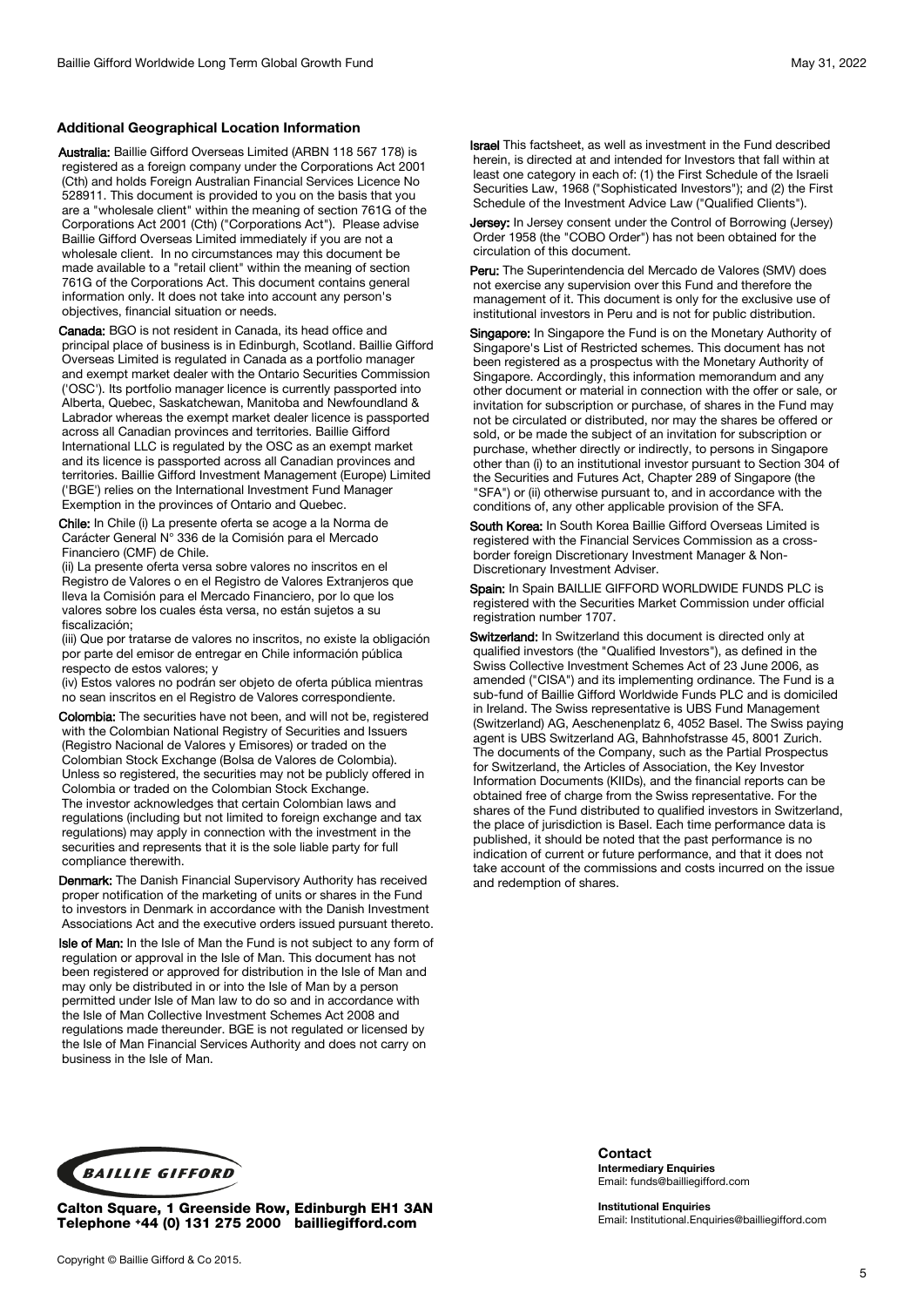## Additional Geographical Location Information

**Australia:** Baillie Gifford Overseas Limited (ARBN 118 567 178) is registered as a foreign company under the Corporations Act 2001 (Cth) and holds Foreign Australian Financial Services Licence No 528911. This document is provided to you on the basis that you are a "wholesale client" within the meaning of section 761G of the Corporations Act 2001 (Cth) ("Corporations Act"). Please advise Baillie Gifford Overseas Limited immediately if you are not a wholesale client. In no circumstances may this document be made available to a "retail client" within the meaning of section 761G of the Corporations Act. This document contains general information only. It does not take into account any person's objectives, financial situation or needs.

**Canada:** BGO is not resident in Canada, its head office and principal place of business is in Edinburgh, Scotland. Baillie Gifford Overseas Limited is regulated in Canada as a portfolio manager and exempt market dealer with the Ontario Securities Commission ('OSC'). Its portfolio manager licence is currently passported into Alberta, Quebec, Saskatchewan, Manitoba and Newfoundland & Labrador whereas the exempt market dealer licence is passported across all Canadian provinces and territories. Baillie Gifford International LLC is regulated by the OSC as an exempt market and its licence is passported across all Canadian provinces and territories. Baillie Gifford Investment Management (Europe) Limited ('BGE') relies on the International Investment Fund Manager Exemption in the provinces of Ontario and Quebec.

**Chile:** In Chile (i) La presente oferta se acoge a la Norma de Carácter General N° 336 de la Comisión para el Mercado Financiero (CMF) de Chile.
(ii) La presente oferta versa sobre valores no inscritos en el Registro de Valores o en el Registro de Valores Extranjeros que lleva la Comisión para el Mercado Financiero, por lo que los valores sobre los cuales ésta versa, no están sujetos a su fiscalización;
(iii) Que por tratarse de valores no inscritos, no existe la obligación por parte del emisor de entregar en Chile información pública respecto de estos valores; y
(iv) Estos valores no podrán ser objeto de oferta pública mientras no sean inscritos en el Registro de Valores correspondiente.

**Colombia:** The securities have not been, and will not be, registered with the Colombian National Registry of Securities and Issuers (Registro Nacional de Valores y Emisores) or traded on the Colombian Stock Exchange (Bolsa de Valores de Colombia). Unless so registered, the securities may not be publicly offered in Colombia or traded on the Colombian Stock Exchange.
The investor acknowledges that certain Colombian laws and regulations (including but not limited to foreign exchange and tax regulations) may apply in connection with the investment in the securities and represents that it is the sole liable party for full compliance therewith.

**Denmark:** The Danish Financial Supervisory Authority has received proper notification of the marketing of units or shares in the Fund to investors in Denmark in accordance with the Danish Investment Associations Act and the executive orders issued pursuant thereto.

**Isle of Man:** In the Isle of Man the Fund is not subject to any form of regulation or approval in the Isle of Man. This document has not been registered or approved for distribution in the Isle of Man and may only be distributed in or into the Isle of Man by a person permitted under Isle of Man law to do so and in accordance with the Isle of Man Collective Investment Schemes Act 2008 and regulations made thereunder. BGE is not regulated or licensed by the Isle of Man Financial Services Authority and does not carry on business in the Isle of Man.

**Israel** This factsheet, as well as investment in the Fund described herein, is directed at and intended for Investors that fall within at least one category in each of: (1) the First Schedule of the Israeli Securities Law, 1968 ("Sophisticated Investors"); and (2) the First Schedule of the Investment Advice Law ("Qualified Clients").

**Jersey:** In Jersey consent under the Control of Borrowing (Jersey) Order 1958 (the "COBO Order") has not been obtained for the circulation of this document.

**Peru:** The Superintendencia del Mercado de Valores (SMV) does not exercise any supervision over this Fund and therefore the management of it. This document is only for the exclusive use of institutional investors in Peru and is not for public distribution.

**Singapore:** In Singapore the Fund is on the Monetary Authority of Singapore's List of Restricted schemes. This document has not been registered as a prospectus with the Monetary Authority of Singapore. Accordingly, this information memorandum and any other document or material in connection with the offer or sale, or invitation for subscription or purchase, of shares in the Fund may not be circulated or distributed, nor may the shares be offered or sold, or be made the subject of an invitation for subscription or purchase, whether directly or indirectly, to persons in Singapore other than (i) to an institutional investor pursuant to Section 304 of the Securities and Futures Act, Chapter 289 of Singapore (the "SFA") or (ii) otherwise pursuant to, and in accordance with the conditions of, any other applicable provision of the SFA.

**South Korea:** In South Korea Baillie Gifford Overseas Limited is registered with the Financial Services Commission as a cross-border foreign Discretionary Investment Manager & Non-Discretionary Investment Adviser.

**Spain:** In Spain BAILLIE GIFFORD WORLDWIDE FUNDS PLC is registered with the Securities Market Commission under official registration number 1707.

**Switzerland:** In Switzerland this document is directed only at qualified investors (the "Qualified Investors"), as defined in the Swiss Collective Investment Schemes Act of 23 June 2006, as amended ("CISA") and its implementing ordinance. The Fund is a sub-fund of Baillie Gifford Worldwide Funds PLC and is domiciled in Ireland. The Swiss representative is UBS Fund Management (Switzerland) AG, Aeschenenplatz 6, 4052 Basel. The Swiss paying agent is UBS Switzerland AG, Bahnhofstrasse 45, 8001 Zurich. The documents of the Company, such as the Partial Prospectus for Switzerland, the Articles of Association, the Key Investor Information Documents (KIIDs), and the financial reports can be obtained free of charge from the Swiss representative. For the shares of the Fund distributed to qualified investors in Switzerland, the place of jurisdiction is Basel. Each time performance data is published, it should be noted that the past performance is no indication of current or future performance, and that it does not take account of the commissions and costs incurred on the issue and redemption of shares.

BAILLIE GIFFORD

**Calton Square, 1 Greenside Row, Edinburgh EH1 3AN**
**Telephone +44 (0) 131 275 2000 bailliegifford.com**

**Contact**

**Intermediary Enquiries**
Email: funds@bailliegifford.com

**Institutional Enquiries**
Email: Institutional.Enquiries@bailliegifford.com

Copyright © Baillie Gifford & Co 2015.